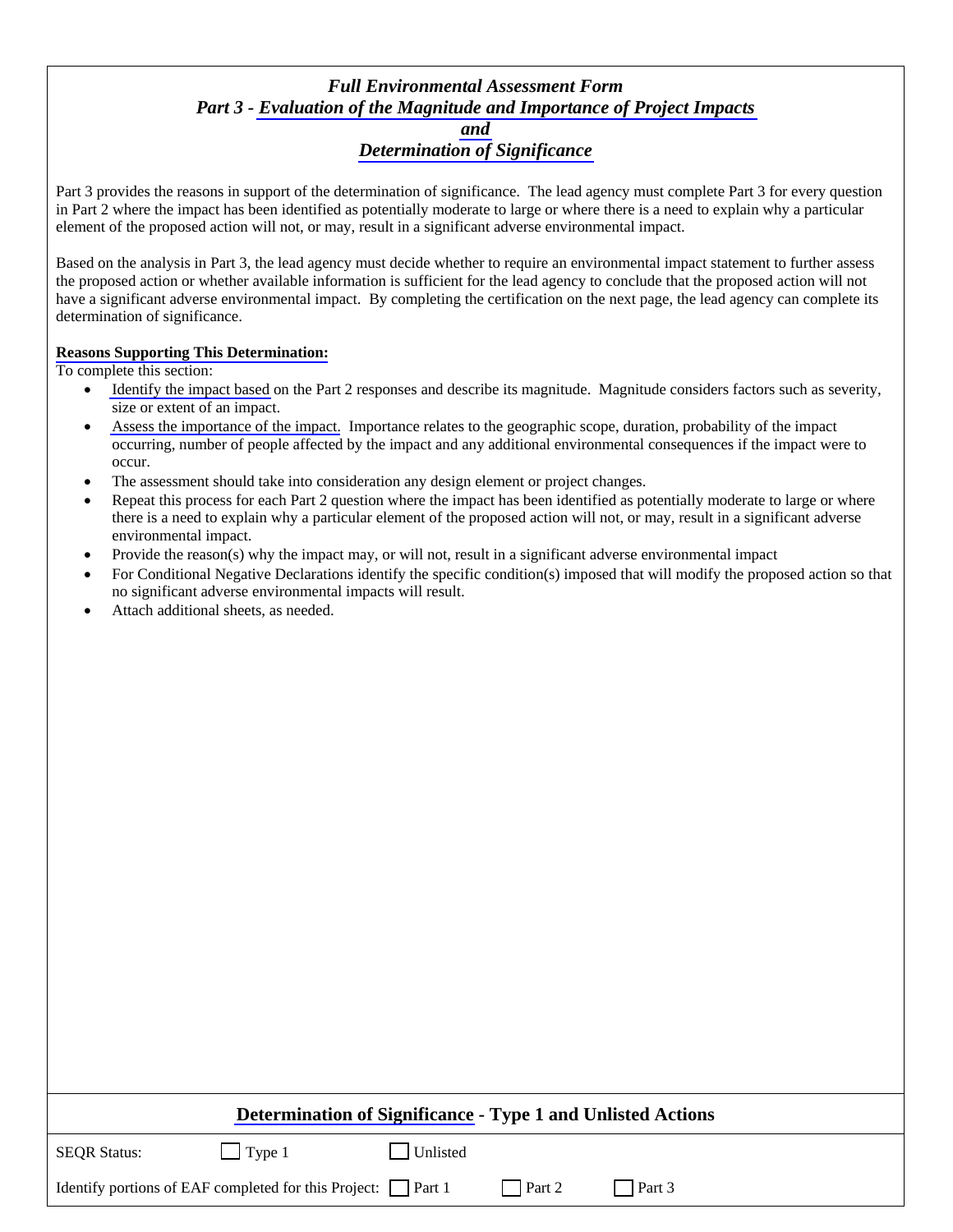# *Full Environmental Assessment Form*
## *Part 3 - Evaluation of the Magnitude and Importance of Project Impacts*
## *and*
## *Determination of Significance*

Part 3 provides the reasons in support of the determination of significance. The lead agency must complete Part 3 for every question in Part 2 where the impact has been identified as potentially moderate to large or where there is a need to explain why a particular element of the proposed action will not, or may, result in a significant adverse environmental impact.

Based on the analysis in Part 3, the lead agency must decide whether to require an environmental impact statement to further assess the proposed action or whether available information is sufficient for the lead agency to conclude that the proposed action will not have a significant adverse environmental impact. By completing the certification on the next page, the lead agency can complete its determination of significance.

**Reasons Supporting This Determination:**

To complete this section:

- Identify the impact based on the Part 2 responses and describe its magnitude. Magnitude considers factors such as severity, size or extent of an impact.
- Assess the importance of the impact. Importance relates to the geographic scope, duration, probability of the impact occurring, number of people affected by the impact and any additional environmental consequences if the impact were to occur.
- The assessment should take into consideration any design element or project changes.
- Repeat this process for each Part 2 question where the impact has been identified as potentially moderate to large or where there is a need to explain why a particular element of the proposed action will not, or may, result in a significant adverse environmental impact.
- Provide the reason(s) why the impact may, or will not, result in a significant adverse environmental impact
- For Conditional Negative Declarations identify the specific condition(s) imposed that will modify the proposed action so that no significant adverse environmental impacts will result.
- Attach additional sheets, as needed.

## Determination of Significance - Type 1 and Unlisted Actions

SEQR Status: ☐ Type 1 ☐ Unlisted

Identify portions of EAF completed for this Project: ☐ Part 1 ☐ Part 2 ☐ Part 3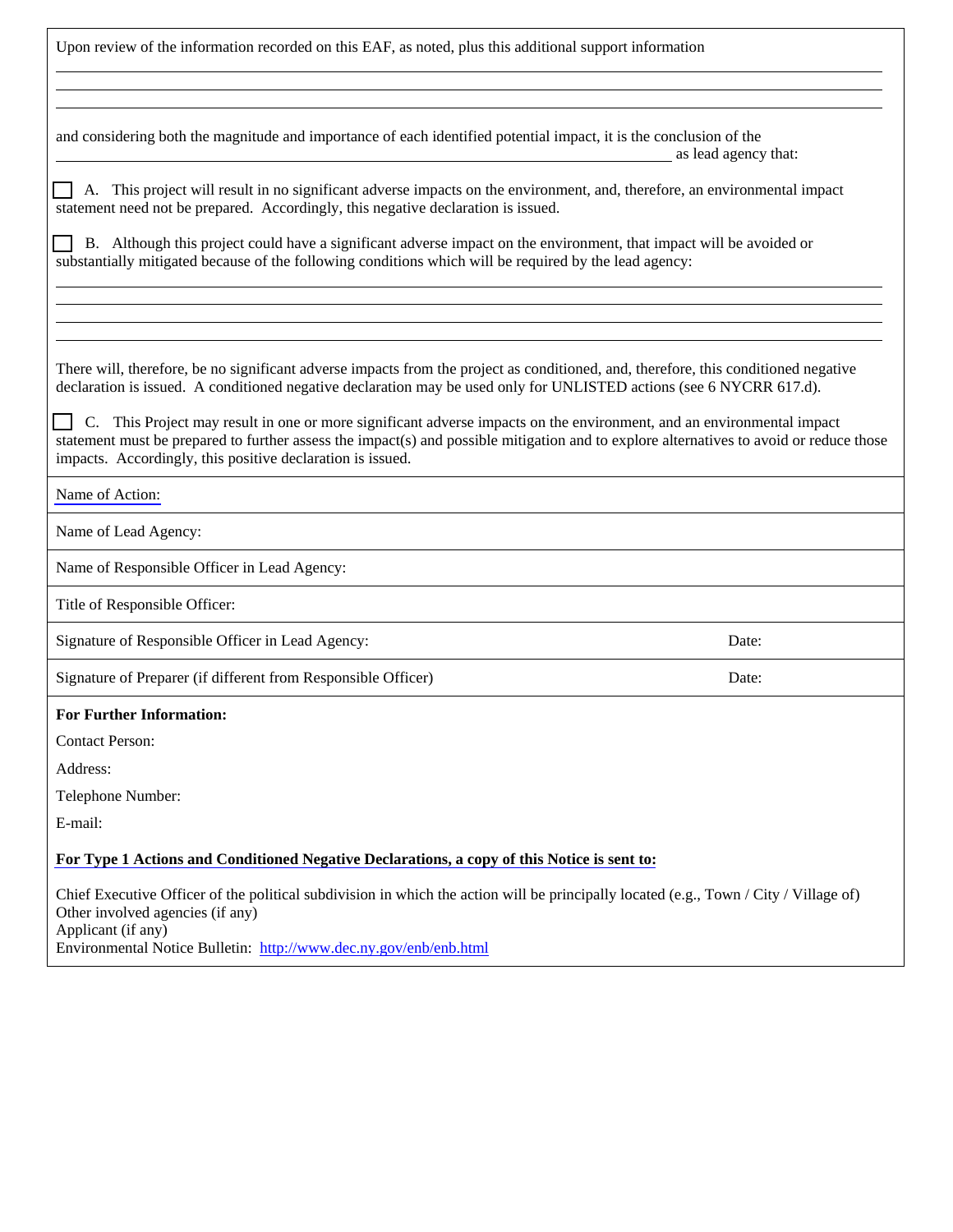Upon review of the information recorded on this EAF, as noted, plus this additional support information

\_\_\_\_\_\_\_\_\_\_\_\_\_\_\_\_\_\_\_\_\_\_\_\_\_\_\_\_\_\_\_\_\_\_\_\_\_\_\_\_\_\_\_\_\_\_\_\_\_\_\_\_\_\_\_\_\_\_\_\_\_\_\_\_\_\_\_\_\_\_\_\_\_\_\_\_

\_\_\_\_\_\_\_\_\_\_\_\_\_\_\_\_\_\_\_\_\_\_\_\_\_\_\_\_\_\_\_\_\_\_\_\_\_\_\_\_\_\_\_\_\_\_\_\_\_\_\_\_\_\_\_\_\_\_\_\_\_\_\_\_\_\_\_\_\_\_\_\_\_\_\_\_

\_\_\_\_\_\_\_\_\_\_\_\_\_\_\_\_\_\_\_\_\_\_\_\_\_\_\_\_\_\_\_\_\_\_\_\_\_\_\_\_\_\_\_\_\_\_\_\_\_\_\_\_\_\_\_\_\_\_\_\_\_\_\_\_\_\_\_\_\_\_\_\_\_\_\_\_

and considering both the magnitude and importance of each identified potential impact, it is the conclusion of the \_\_\_\_\_\_\_\_\_\_\_\_\_\_\_\_\_\_\_\_\_\_\_\_\_\_\_\_\_\_\_\_\_\_\_\_\_\_\_\_\_\_\_\_\_\_\_\_\_\_\_\_\_\_\_\_\_\_\_\_ as lead agency that:

☐ A. This project will result in no significant adverse impacts on the environment, and, therefore, an environmental impact statement need not be prepared. Accordingly, this negative declaration is issued.

☐ B. Although this project could have a significant adverse impact on the environment, that impact will be avoided or substantially mitigated because of the following conditions which will be required by the lead agency:

\_\_\_\_\_\_\_\_\_\_\_\_\_\_\_\_\_\_\_\_\_\_\_\_\_\_\_\_\_\_\_\_\_\_\_\_\_\_\_\_\_\_\_\_\_\_\_\_\_\_\_\_\_\_\_\_\_\_\_\_\_\_\_\_\_\_\_\_\_\_\_\_\_\_\_\_

\_\_\_\_\_\_\_\_\_\_\_\_\_\_\_\_\_\_\_\_\_\_\_\_\_\_\_\_\_\_\_\_\_\_\_\_\_\_\_\_\_\_\_\_\_\_\_\_\_\_\_\_\_\_\_\_\_\_\_\_\_\_\_\_\_\_\_\_\_\_\_\_\_\_\_\_

\_\_\_\_\_\_\_\_\_\_\_\_\_\_\_\_\_\_\_\_\_\_\_\_\_\_\_\_\_\_\_\_\_\_\_\_\_\_\_\_\_\_\_\_\_\_\_\_\_\_\_\_\_\_\_\_\_\_\_\_\_\_\_\_\_\_\_\_\_\_\_\_\_\_\_\_

\_\_\_\_\_\_\_\_\_\_\_\_\_\_\_\_\_\_\_\_\_\_\_\_\_\_\_\_\_\_\_\_\_\_\_\_\_\_\_\_\_\_\_\_\_\_\_\_\_\_\_\_\_\_\_\_\_\_\_\_\_\_\_\_\_\_\_\_\_\_\_\_\_\_\_\_

There will, therefore, be no significant adverse impacts from the project as conditioned, and, therefore, this conditioned negative declaration is issued. A conditioned negative declaration may be used only for UNLISTED actions (see 6 NYCRR 617.d).

☐ C. This Project may result in one or more significant adverse impacts on the environment, and an environmental impact statement must be prepared to further assess the impact(s) and possible mitigation and to explore alternatives to avoid or reduce those impacts. Accordingly, this positive declaration is issued.

Name of Action:

Name of Lead Agency:

Name of Responsible Officer in Lead Agency:

Title of Responsible Officer:

Signature of Responsible Officer in Lead Agency: Date:

Signature of Preparer (if different from Responsible Officer) Date:

**For Further Information:**

Contact Person:

Address:

Telephone Number:

E-mail:

**For Type 1 Actions and Conditioned Negative Declarations, a copy of this Notice is sent to:**

Chief Executive Officer of the political subdivision in which the action will be principally located (e.g., Town / City / Village of)
Other involved agencies (if any)
Applicant (if any)
Environmental Notice Bulletin: http://www.dec.ny.gov/enb/enb.html